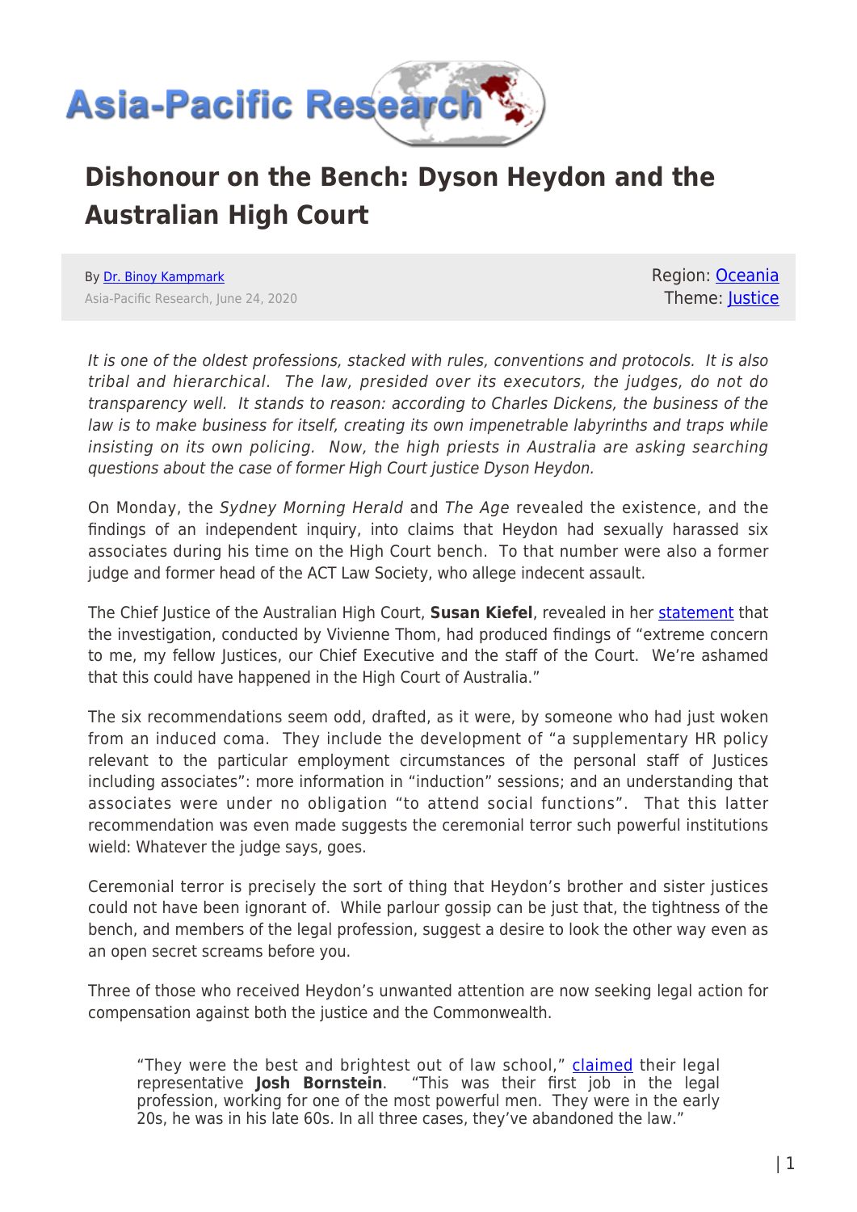# Dishonour on the Bench: Dyson Heydon and the Australian High Court

By [Dr. Binoy Kampmark](#)
Asia-Pacific Research, June 24, 2020

Region: [Oceania](#)
Theme: [Justice](#)

*It is one of the oldest professions, stacked with rules, conventions and protocols. It is also tribal and hierarchical. The law, presided over its executors, the judges, do not do transparency well. It stands to reason: according to Charles Dickens, the business of the law is to make business for itself, creating its own impenetrable labyrinths and traps while insisting on its own policing. Now, the high priests in Australia are asking searching questions about the case of former High Court justice Dyson Heydon.*

On Monday, the *Sydney Morning Herald* and *The Age* revealed the existence, and the findings of an independent inquiry, into claims that Heydon had sexually harassed six associates during his time on the High Court bench. To that number were also a former judge and former head of the ACT Law Society, who allege indecent assault.

The Chief Justice of the Australian High Court, **Susan Kiefel**, revealed in her [statement](#) that the investigation, conducted by Vivienne Thom, had produced findings of "extreme concern to me, my fellow Justices, our Chief Executive and the staff of the Court. We're ashamed that this could have happened in the High Court of Australia."

The six recommendations seem odd, drafted, as it were, by someone who had just woken from an induced coma. They include the development of "a supplementary HR policy relevant to the particular employment circumstances of the personal staff of Justices including associates": more information in "induction" sessions; and an understanding that associates were under no obligation "to attend social functions". That this latter recommendation was even made suggests the ceremonial terror such powerful institutions wield: Whatever the judge says, goes.

Ceremonial terror is precisely the sort of thing that Heydon's brother and sister justices could not have been ignorant of. While parlour gossip can be just that, the tightness of the bench, and members of the legal profession, suggest a desire to look the other way even as an open secret screams before you.

Three of those who received Heydon's unwanted attention are now seeking legal action for compensation against both the justice and the Commonwealth.

> "They were the best and brightest out of law school," [claimed](#) their legal representative **Josh Bornstein**. "This was their first job in the legal profession, working for one of the most powerful men. They were in the early 20s, he was in his late 60s. In all three cases, they've abandoned the law."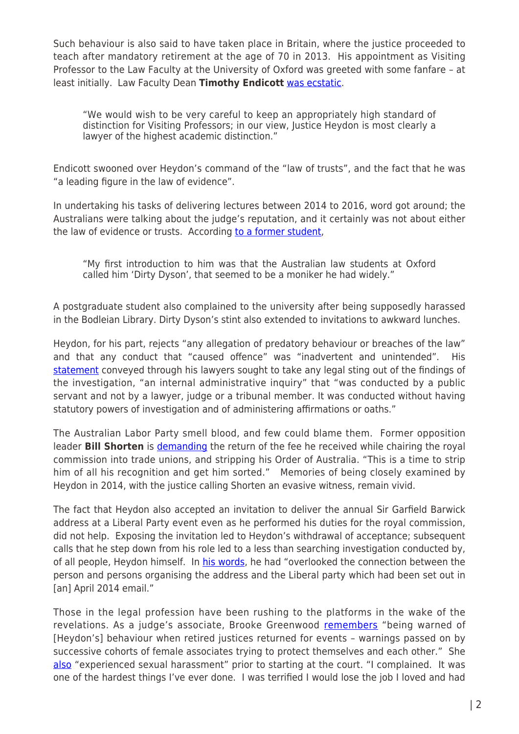Such behaviour is also said to have taken place in Britain, where the justice proceeded to teach after mandatory retirement at the age of 70 in 2013. His appointment as Visiting Professor to the Law Faculty at the University of Oxford was greeted with some fanfare – at least initially. Law Faculty Dean **Timothy Endicott** was ecstatic.

> "We would wish to be very careful to keep an appropriately high standard of distinction for Visiting Professors; in our view, Justice Heydon is most clearly a lawyer of the highest academic distinction."

Endicott swooned over Heydon's command of the "law of trusts", and the fact that he was "a leading figure in the law of evidence".

In undertaking his tasks of delivering lectures between 2014 to 2016, word got around; the Australians were talking about the judge's reputation, and it certainly was not about either the law of evidence or trusts. According to a former student,

> "My first introduction to him was that the Australian law students at Oxford called him 'Dirty Dyson', that seemed to be a moniker he had widely."

A postgraduate student also complained to the university after being supposedly harassed in the Bodleian Library. Dirty Dyson's stint also extended to invitations to awkward lunches.

Heydon, for his part, rejects "any allegation of predatory behaviour or breaches of the law" and that any conduct that "caused offence" was "inadvertent and unintended". His statement conveyed through his lawyers sought to take any legal sting out of the findings of the investigation, "an internal administrative inquiry" that "was conducted by a public servant and not by a lawyer, judge or a tribunal member. It was conducted without having statutory powers of investigation and of administering affirmations or oaths."

The Australian Labor Party smell blood, and few could blame them. Former opposition leader **Bill Shorten** is demanding the return of the fee he received while chairing the royal commission into trade unions, and stripping his Order of Australia. "This is a time to strip him of all his recognition and get him sorted." Memories of being closely examined by Heydon in 2014, with the justice calling Shorten an evasive witness, remain vivid.

The fact that Heydon also accepted an invitation to deliver the annual Sir Garfield Barwick address at a Liberal Party event even as he performed his duties for the royal commission, did not help. Exposing the invitation led to Heydon's withdrawal of acceptance; subsequent calls that he step down from his role led to a less than searching investigation conducted by, of all people, Heydon himself. In his words, he had "overlooked the connection between the person and persons organising the address and the Liberal party which had been set out in [an] April 2014 email."

Those in the legal profession have been rushing to the platforms in the wake of the revelations. As a judge's associate, Brooke Greenwood remembers "being warned of [Heydon's] behaviour when retired justices returned for events – warnings passed on by successive cohorts of female associates trying to protect themselves and each other." She also "experienced sexual harassment" prior to starting at the court. "I complained. It was one of the hardest things I've ever done. I was terrified I would lose the job I loved and had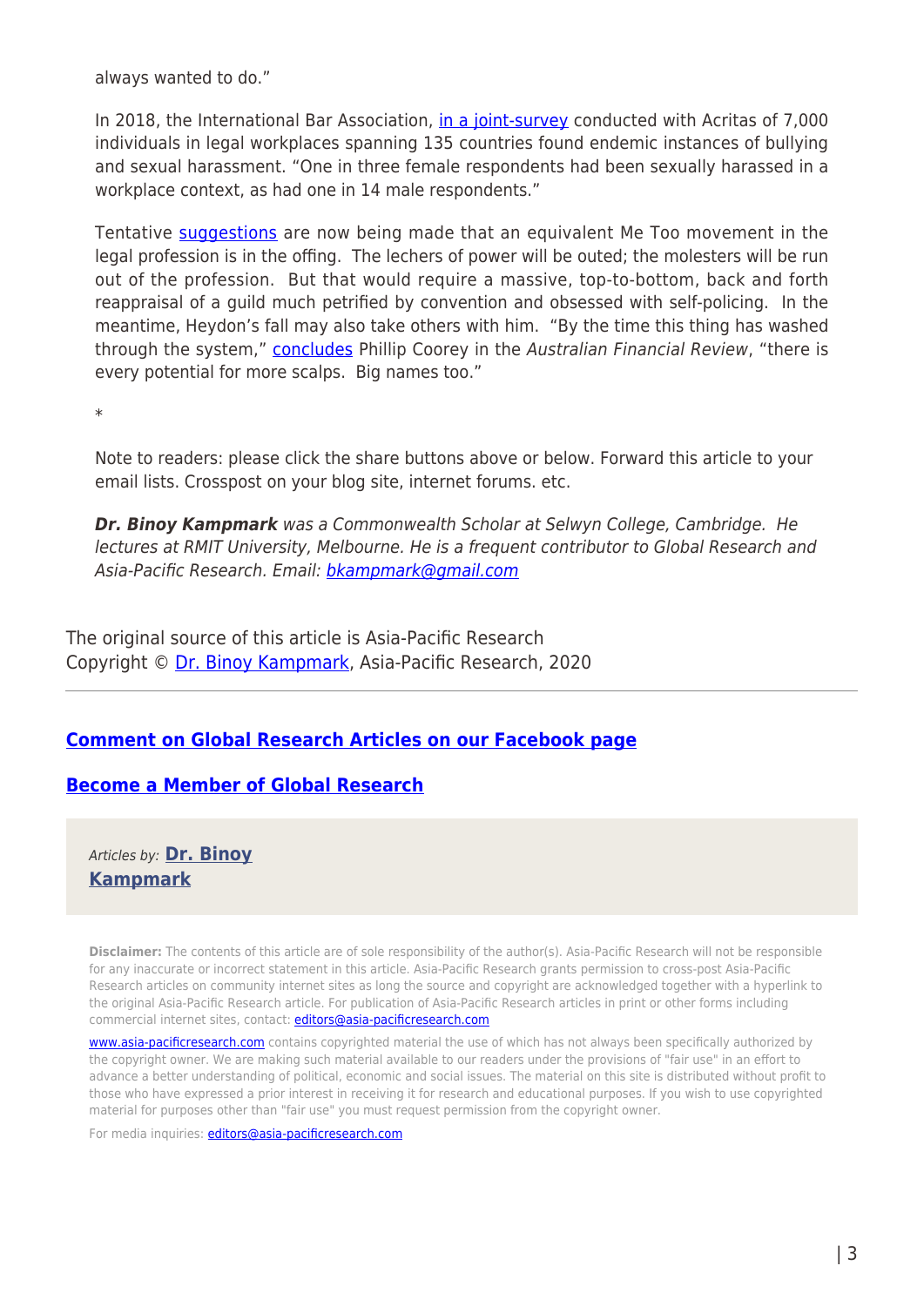always wanted to do."

In 2018, the International Bar Association, in a joint-survey conducted with Acritas of 7,000 individuals in legal workplaces spanning 135 countries found endemic instances of bullying and sexual harassment. "One in three female respondents had been sexually harassed in a workplace context, as had one in 14 male respondents."

Tentative suggestions are now being made that an equivalent Me Too movement in the legal profession is in the offing. The lechers of power will be outed; the molesters will be run out of the profession. But that would require a massive, top-to-bottom, back and forth reappraisal of a guild much petrified by convention and obsessed with self-policing. In the meantime, Heydon's fall may also take others with him. "By the time this thing has washed through the system," concludes Phillip Coorey in the *Australian Financial Review*, "there is every potential for more scalps. Big names too."

*

Note to readers: please click the share buttons above or below. Forward this article to your email lists. Crosspost on your blog site, internet forums. etc.

***Dr. Binoy Kampmark*** *was a Commonwealth Scholar at Selwyn College, Cambridge. He lectures at RMIT University, Melbourne. He is a frequent contributor to Global Research and Asia-Pacific Research. Email: bkampmark@gmail.com*

The original source of this article is Asia-Pacific Research
Copyright © Dr. Binoy Kampmark, Asia-Pacific Research, 2020

---

**Comment on Global Research Articles on our Facebook page**

**Become a Member of Global Research**

*Articles by:* **Dr. Binoy Kampmark**

**Disclaimer:** The contents of this article are of sole responsibility of the author(s). Asia-Pacific Research will not be responsible for any inaccurate or incorrect statement in this article. Asia-Pacific Research grants permission to cross-post Asia-Pacific Research articles on community internet sites as long the source and copyright are acknowledged together with a hyperlink to the original Asia-Pacific Research article. For publication of Asia-Pacific Research articles in print or other forms including commercial internet sites, contact: editors@asia-pacificresearch.com

www.asia-pacificresearch.com contains copyrighted material the use of which has not always been specifically authorized by the copyright owner. We are making such material available to our readers under the provisions of "fair use" in an effort to advance a better understanding of political, economic and social issues. The material on this site is distributed without profit to those who have expressed a prior interest in receiving it for research and educational purposes. If you wish to use copyrighted material for purposes other than "fair use" you must request permission from the copyright owner.

For media inquiries: editors@asia-pacificresearch.com